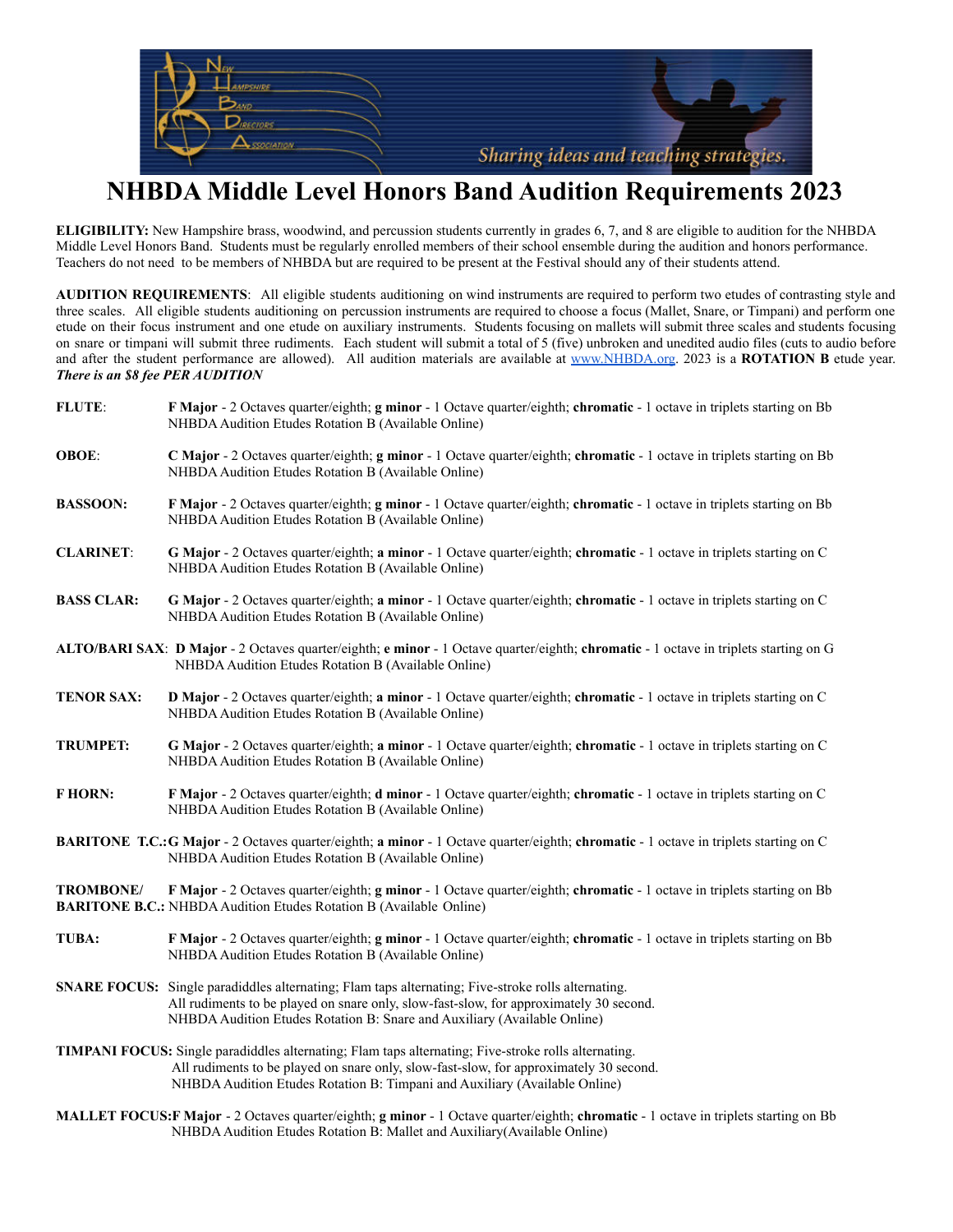# NHBDA Middle Level Honors Band Audition Requirements 2023

**ELIGIBILITY:** New Hampshire brass, woodwind, and percussion students currently in grades 6, 7, and 8 are eligible to audition for the NHBDA Middle Level Honors Band. Students must be regularly enrolled members of their school ensemble during the audition and honors performance. Teachers do not need to be members of NHBDA but are required to be present at the Festival should any of their students attend.

**AUDITION REQUIREMENTS**: All eligible students auditioning on wind instruments are required to perform two etudes of contrasting style and three scales. All eligible students auditioning on percussion instruments are required to choose a focus (Mallet, Snare, or Timpani) and perform one etude on their focus instrument and one etude on auxiliary instruments. Students focusing on mallets will submit three scales and students focusing on snare or timpani will submit three rudiments. Each student will submit a total of 5 (five) unbroken and unedited audio files (cuts to audio before and after the student performance are allowed). All audition materials are available at www.NHBDA.org. 2023 is a **ROTATION B** etude year. ***There is an $8 fee PER AUDITION***

**FLUTE**: **F Major** - 2 Octaves quarter/eighth; **g minor** - 1 Octave quarter/eighth; **chromatic** - 1 octave in triplets starting on Bb
NHBDA Audition Etudes Rotation B (Available Online)

**OBOE**: **C Major** - 2 Octaves quarter/eighth; **g minor** - 1 Octave quarter/eighth; **chromatic** - 1 octave in triplets starting on Bb
NHBDA Audition Etudes Rotation B (Available Online)

**BASSOON:** **F Major** - 2 Octaves quarter/eighth; **g minor** - 1 Octave quarter/eighth; **chromatic** - 1 octave in triplets starting on Bb
NHBDA Audition Etudes Rotation B (Available Online)

**CLARINET**: **G Major** - 2 Octaves quarter/eighth; **a minor** - 1 Octave quarter/eighth; **chromatic** - 1 octave in triplets starting on C
NHBDA Audition Etudes Rotation B (Available Online)

**BASS CLAR:** **G Major** - 2 Octaves quarter/eighth; **a minor** - 1 Octave quarter/eighth; **chromatic** - 1 octave in triplets starting on C
NHBDA Audition Etudes Rotation B (Available Online)

**ALTO/BARI SAX**: **D Major** - 2 Octaves quarter/eighth; **e minor** - 1 Octave quarter/eighth; **chromatic** - 1 octave in triplets starting on G
NHBDA Audition Etudes Rotation B (Available Online)

**TENOR SAX:** **D Major** - 2 Octaves quarter/eighth; **a minor** - 1 Octave quarter/eighth; **chromatic** - 1 octave in triplets starting on C
NHBDA Audition Etudes Rotation B (Available Online)

**TRUMPET:** **G Major** - 2 Octaves quarter/eighth; **a minor** - 1 Octave quarter/eighth; **chromatic** - 1 octave in triplets starting on C
NHBDA Audition Etudes Rotation B (Available Online)

**F HORN:** **F Major** - 2 Octaves quarter/eighth; **d minor** - 1 Octave quarter/eighth; **chromatic** - 1 octave in triplets starting on C
NHBDA Audition Etudes Rotation B (Available Online)

**BARITONE T.C.:** **G Major** - 2 Octaves quarter/eighth; **a minor** - 1 Octave quarter/eighth; **chromatic** - 1 octave in triplets starting on C
NHBDA Audition Etudes Rotation B (Available Online)

**TROMBONE/ BARITONE B.C.:** **F Major** - 2 Octaves quarter/eighth; **g minor** - 1 Octave quarter/eighth; **chromatic** - 1 octave in triplets starting on Bb
NHBDA Audition Etudes Rotation B (Available Online)

**TUBA:** **F Major** - 2 Octaves quarter/eighth; **g minor** - 1 Octave quarter/eighth; **chromatic** - 1 octave in triplets starting on Bb
NHBDA Audition Etudes Rotation B (Available Online)

**SNARE FOCUS:** Single paradiddles alternating; Flam taps alternating; Five-stroke rolls alternating.
All rudiments to be played on snare only, slow-fast-slow, for approximately 30 second.
NHBDA Audition Etudes Rotation B: Snare and Auxiliary (Available Online)

**TIMPANI FOCUS:** Single paradiddles alternating; Flam taps alternating; Five-stroke rolls alternating.
All rudiments to be played on snare only, slow-fast-slow, for approximately 30 second.
NHBDA Audition Etudes Rotation B: Timpani and Auxiliary (Available Online)

**MALLET FOCUS:** **F Major** - 2 Octaves quarter/eighth; **g minor** - 1 Octave quarter/eighth; **chromatic** - 1 octave in triplets starting on Bb
NHBDA Audition Etudes Rotation B: Mallet and Auxiliary(Available Online)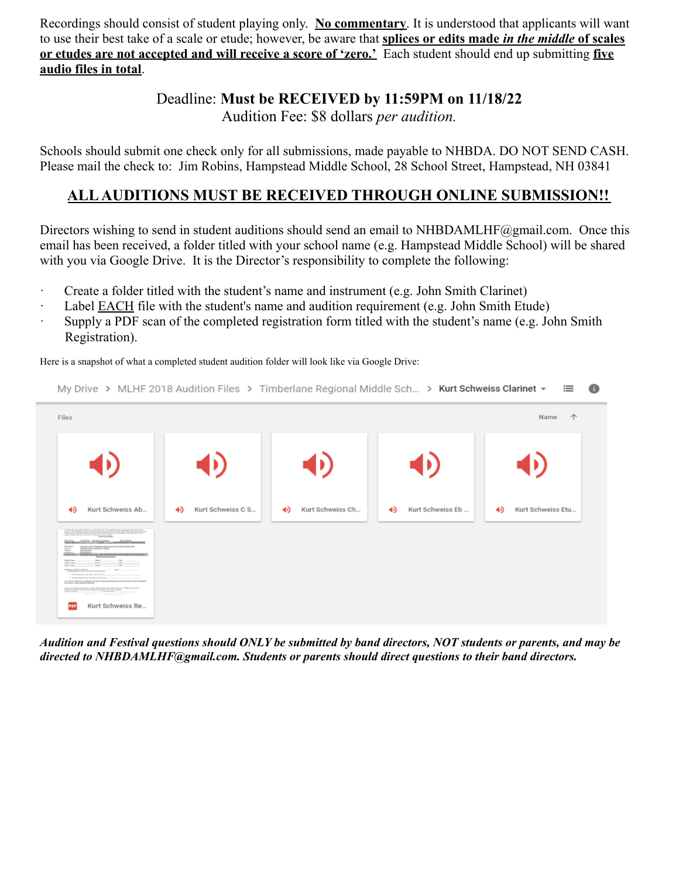Recordings should consist of student playing only. **<u>No commentary</u>**. It is understood that applicants will want to use their best take of a scale or etude; however, be aware that **<u>splices or edits made *in the middle* of scales or etudes are not accepted and will receive a score of 'zero.'</u>** Each student should end up submitting **<u>five audio files in total</u>**.

Deadline: **Must be RECEIVED by 11:59PM on 11/18/22**
Audition Fee: $8 dollars *per audition.*

Schools should submit one check only for all submissions, made payable to NHBDA. DO NOT SEND CASH. Please mail the check to: Jim Robins, Hampstead Middle School, 28 School Street, Hampstead, NH 03841

## <u>ALL AUDITIONS MUST BE RECEIVED THROUGH ONLINE SUBMISSION!!</u>

Directors wishing to send in student auditions should send an email to NHBDAMLHF@gmail.com. Once this email has been received, a folder titled with your school name (e.g. Hampstead Middle School) will be shared with you via Google Drive. It is the Director's responsibility to complete the following:

- Create a folder titled with the student's name and instrument (e.g. John Smith Clarinet)
- Label <u>EACH</u> file with the student's name and audition requirement (e.g. John Smith Etude)
- Supply a PDF scan of the completed registration form titled with the student's name (e.g. John Smith Registration).

Here is a snapshot of what a completed student audition folder will look like via Google Drive:

My Drive > MLHF 2018 Audition Files > Timberlane Regional Middle Sch... > Kurt Schweiss Clarinet

Files

Kurt Schweiss Ab...
Kurt Schweiss C S...
Kurt Schweiss Ch...
Kurt Schweiss Eb ...
Kurt Schweiss Etu...
Kurt Schweiss Re...

***Audition and Festival questions should ONLY be submitted by band directors, NOT students or parents, and may be directed to NHBDAMLHF@gmail.com. Students or parents should direct questions to their band directors.***